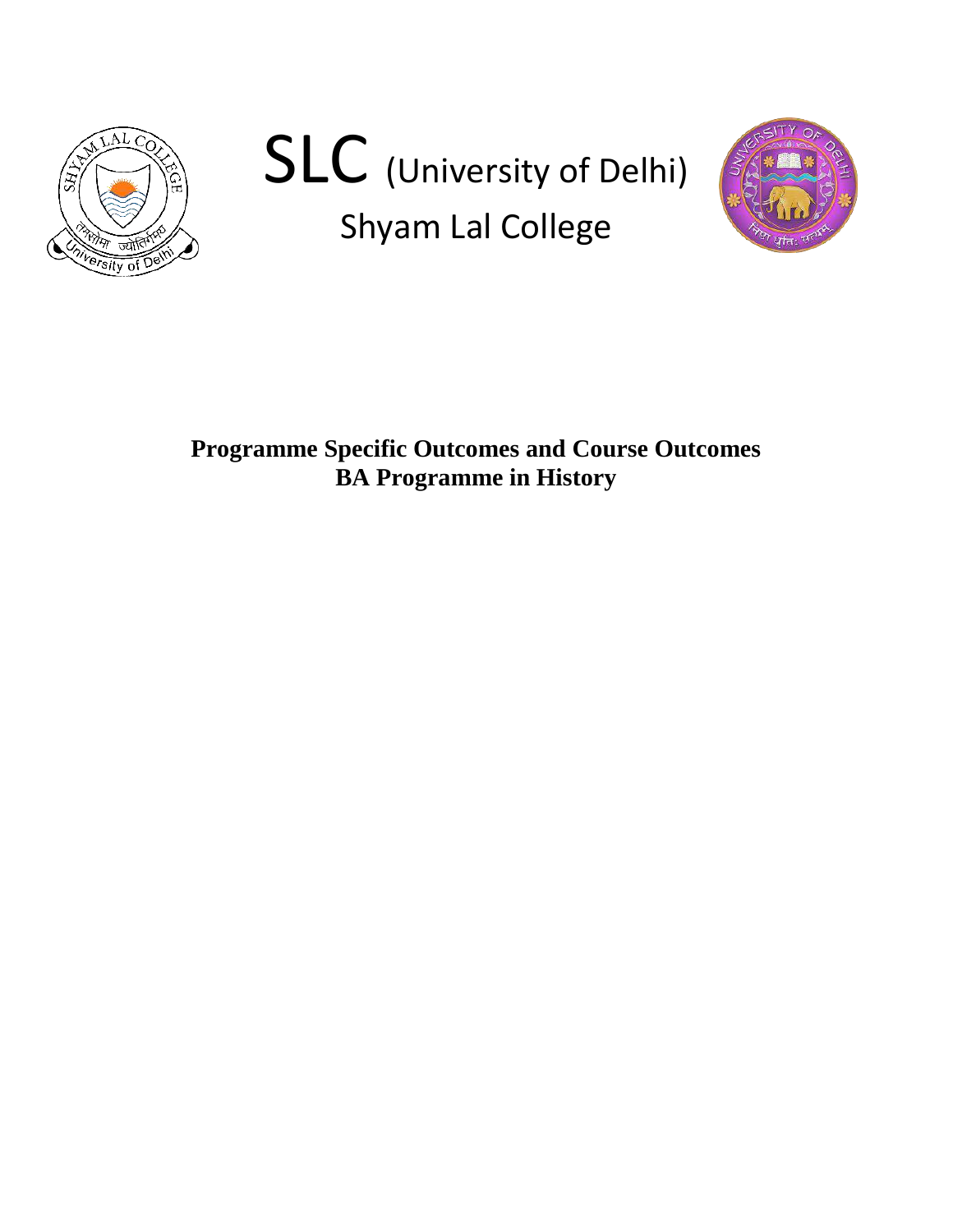# SLC (University of Delhi)

## Shyam Lal College

**Programme Specific Outcomes and Course Outcomes**
**BA Programme in History**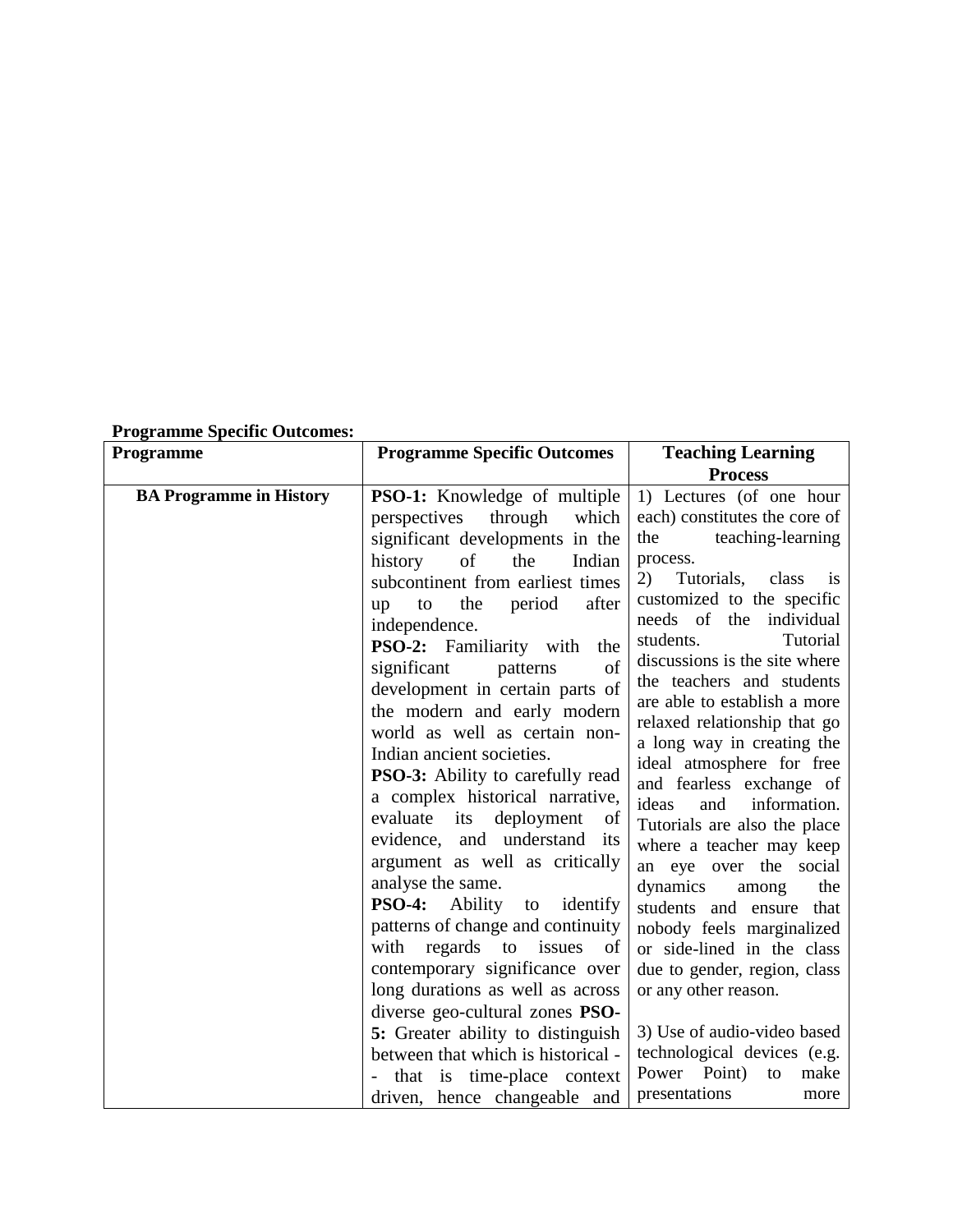**Programme Specific Outcomes:**

| Programme | Programme Specific Outcomes | Teaching Learning Process |
|---|---|---|
| **BA Programme in History** | **PSO-1:** Knowledge of multiple perspectives through which significant developments in the history of the Indian subcontinent from earliest times up to the period after independence. **PSO-2:** Familiarity with the significant patterns of development in certain parts of the modern and early modern world as well as certain non-Indian ancient societies. **PSO-3:** Ability to carefully read a complex historical narrative, evaluate its deployment of evidence, and understand its argument as well as critically analyse the same. **PSO-4:** Ability to identify patterns of change and continuity with regards to issues of contemporary significance over long durations as well as across diverse geo-cultural zones **PSO-5:** Greater ability to distinguish between that which is historical -- that is time-place context driven, hence changeable and | 1) Lectures (of one hour each) constitutes the core of the teaching-learning process. 2) Tutorials, class is customized to the specific needs of the individual students. Tutorial discussions is the site where the teachers and students are able to establish a more relaxed relationship that go a long way in creating the ideal atmosphere for free and fearless exchange of ideas and information. Tutorials are also the place where a teacher may keep an eye over the social dynamics among the students and ensure that nobody feels marginalized or side-lined in the class due to gender, region, class or any other reason. 3) Use of audio-video based technological devices (e.g. Power Point) to make presentations more |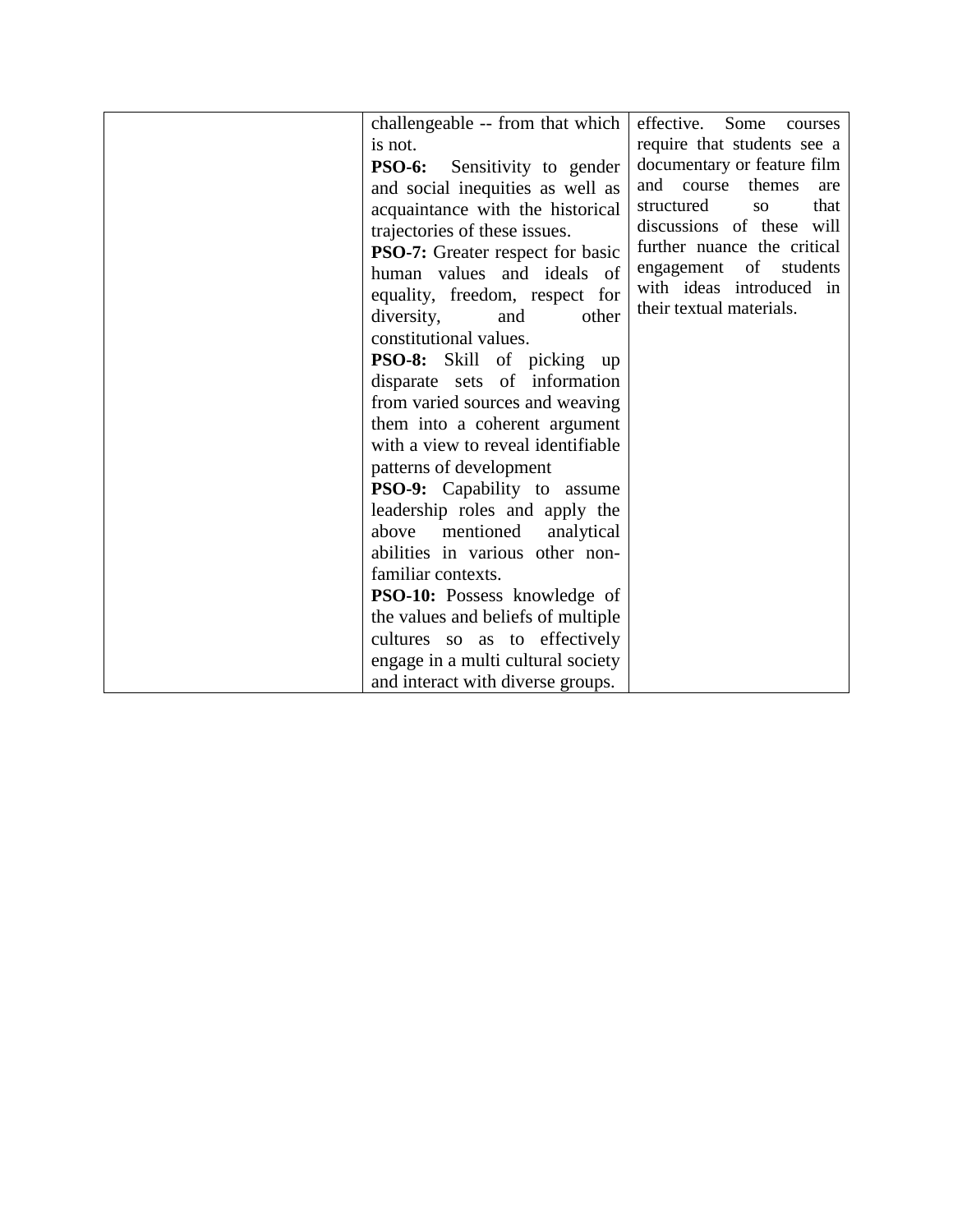|  |  |  |
|---|---|---|
|  | challengeable -- from that which is not.<br>**PSO-6:** Sensitivity to gender and social inequities as well as acquaintance with the historical trajectories of these issues.<br>**PSO-7:** Greater respect for basic human values and ideals of equality, freedom, respect for diversity, and other constitutional values.<br>**PSO-8:** Skill of picking up disparate sets of information from varied sources and weaving them into a coherent argument with a view to reveal identifiable patterns of development<br>**PSO-9:** Capability to assume leadership roles and apply the above mentioned analytical abilities in various other non-familiar contexts.<br>**PSO-10:** Possess knowledge of the values and beliefs of multiple cultures so as to effectively engage in a multi cultural society and interact with diverse groups. | effective. Some courses require that students see a documentary or feature film and course themes are structured so that discussions of these will further nuance the critical engagement of students with ideas introduced in their textual materials. |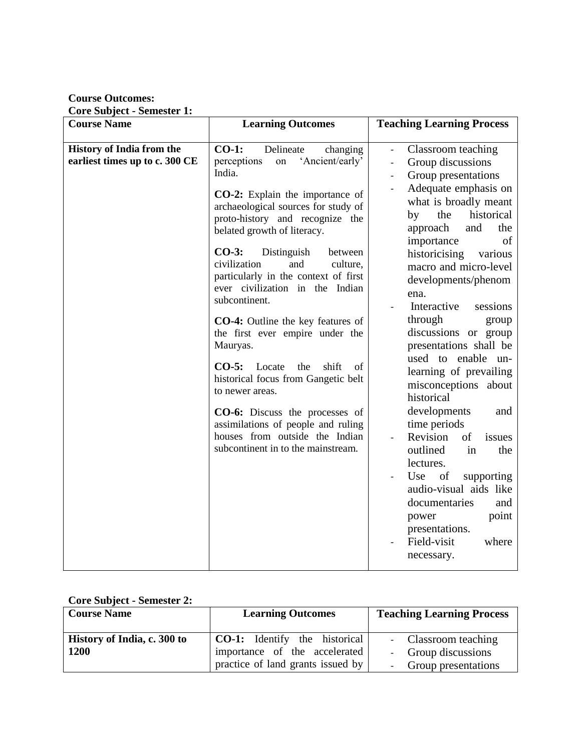**Course Outcomes:**

**Core Subject - Semester 1:**

| Course Name | Learning Outcomes | Teaching Learning Process |
|---|---|---|
| **History of India from the earliest times up to c. 300 CE** | **CO-1:** Delineate changing perceptions on 'Ancient/early' India.<br><br>**CO-2:** Explain the importance of archaeological sources for study of proto-history and recognize the belated growth of literacy.<br><br>**CO-3:** Distinguish between civilization and culture, particularly in the context of first ever civilization in the Indian subcontinent.<br><br>**CO-4:** Outline the key features of the first ever empire under the Mauryas.<br><br>**CO-5:** Locate the shift of historical focus from Gangetic belt to newer areas.<br><br>**CO-6:** Discuss the processes of assimilations of people and ruling houses from outside the Indian subcontinent in to the mainstream. | - Classroom teaching<br>- Group discussions<br>- Group presentations<br>- Adequate emphasis on what is broadly meant by the historical approach and the importance of historicising various macro and micro-level developments/phenomena.<br>- Interactive sessions through group discussions or group presentations shall be used to enable un-learning of prevailing misconceptions about historical developments and time periods<br>- Revision of issues outlined in the lectures.<br>- Use of supporting audio-visual aids like documentaries and power point presentations.<br>- Field-visit where necessary. |

**Core Subject - Semester 2:**

| Course Name | Learning Outcomes | Teaching Learning Process |
|---|---|---|
| **History of India, c. 300 to 1200** | **CO-1:** Identify the historical importance of the accelerated practice of land grants issued by | - Classroom teaching<br>- Group discussions<br>- Group presentations |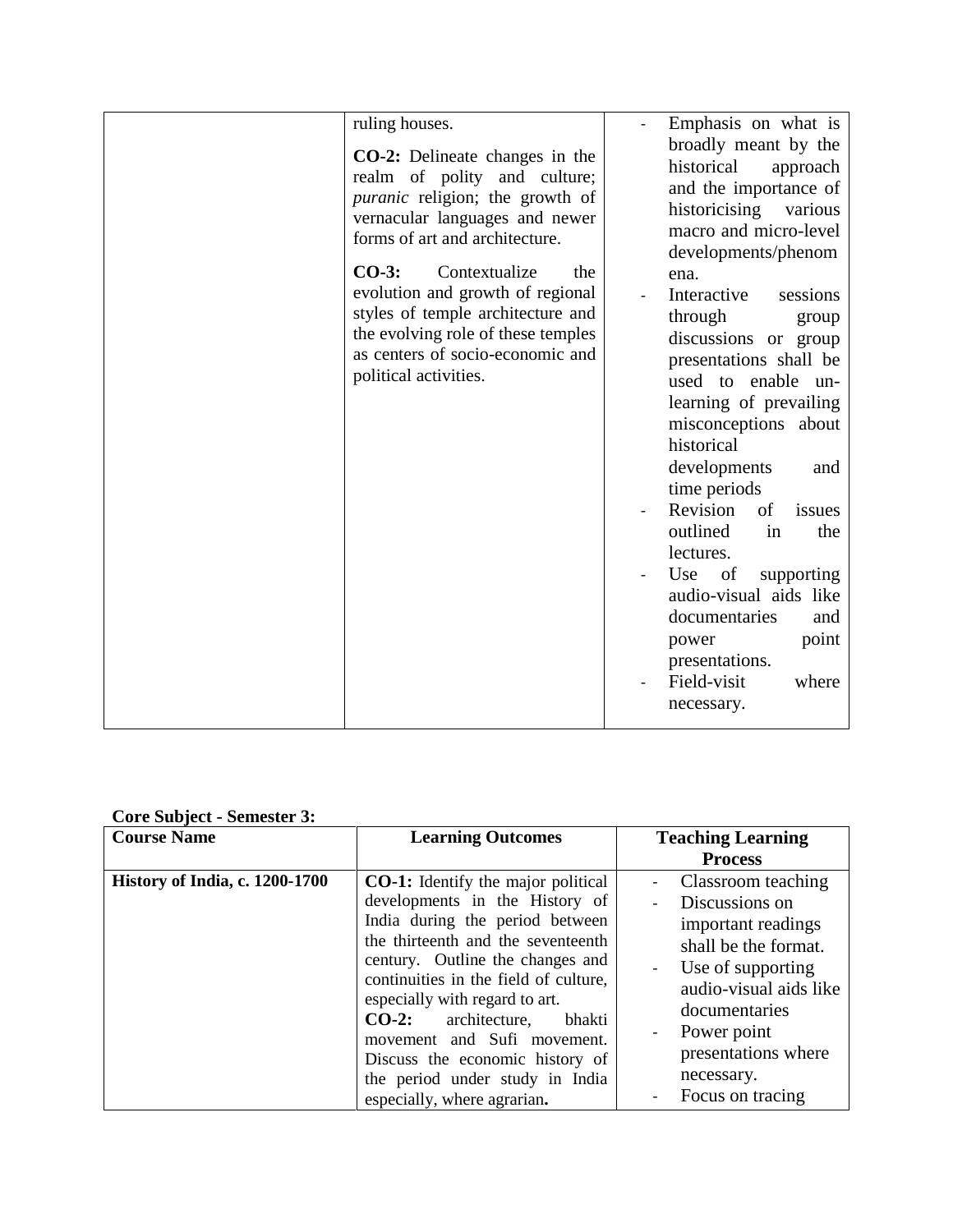| | | |
|---|---|---|
| | ruling houses.<br><br>**CO-2:** Delineate changes in the realm of polity and culture; *puranic* religion; the growth of vernacular languages and newer forms of art and architecture.<br><br>**CO-3:** Contextualize the evolution and growth of regional styles of temple architecture and the evolving role of these temples as centers of socio-economic and political activities. | - Emphasis on what is broadly meant by the historical approach and the importance of historicising various macro and micro-level developments/phenomena.<br>- Interactive sessions through group discussions or group presentations shall be used to enable un-learning of prevailing misconceptions about historical developments and time periods<br>- Revision of issues outlined in the lectures.<br>- Use of supporting audio-visual aids like documentaries and power point presentations.<br>- Field-visit where necessary. |

**Core Subject - Semester 3:**

| Course Name | Learning Outcomes | Teaching Learning Process |
|---|---|---|
| **History of India, c. 1200-1700** | **CO-1:** Identify the major political developments in the History of India during the period between the thirteenth and the seventeenth century. Outline the changes and continuities in the field of culture, especially with regard to art.<br>**CO-2:** architecture, bhakti movement and Sufi movement. Discuss the economic history of the period under study in India especially, where agrarian**.** | - Classroom teaching<br>- Discussions on important readings shall be the format.<br>- Use of supporting audio-visual aids like documentaries<br>- Power point presentations where necessary.<br>- Focus on tracing |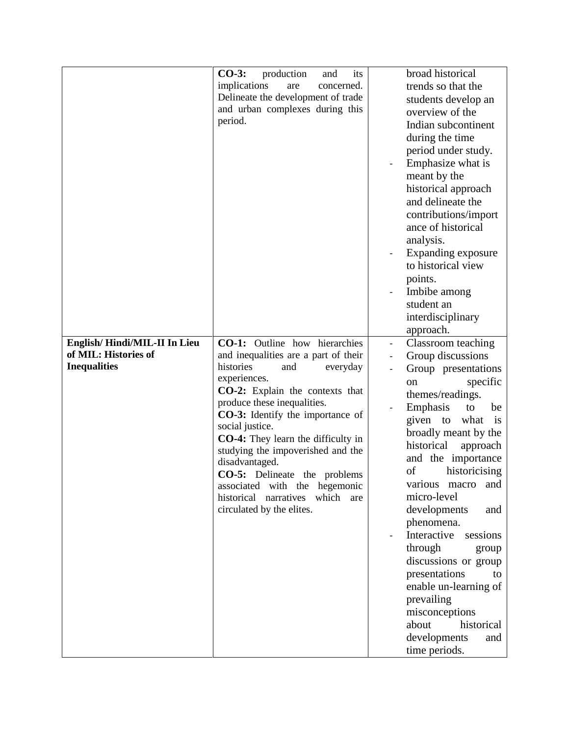| | | |
|---|---|---|
| | **CO-3:** production and its implications are concerned. Delineate the development of trade and urban complexes during this period. | broad historical trends so that the students develop an overview of the Indian subcontinent during the time period under study.<br>- Emphasize what is meant by the historical approach and delineate the contributions/importance of historical analysis.<br>- Expanding exposure to historical view points.<br>- Imbibe among student an interdisciplinary approach. |
| **English/ Hindi/MIL-II In Lieu of MIL: Histories of Inequalities** | **CO-1:** Outline how hierarchies and inequalities are a part of their histories and everyday experiences.<br>**CO-2:** Explain the contexts that produce these inequalities.<br>**CO-3:** Identify the importance of social justice.<br>**CO-4:** They learn the difficulty in studying the impoverished and the disadvantaged.<br>**CO-5:** Delineate the problems associated with the hegemonic historical narratives which are circulated by the elites. | - Classroom teaching<br>- Group discussions<br>- Group presentations on specific themes/readings.<br>- Emphasis to be given to what is broadly meant by the historical approach and the importance of historicising various macro and micro-level developments and phenomena.<br>- Interactive sessions through group discussions or group presentations to enable un-learning of prevailing misconceptions about historical developments and time periods. |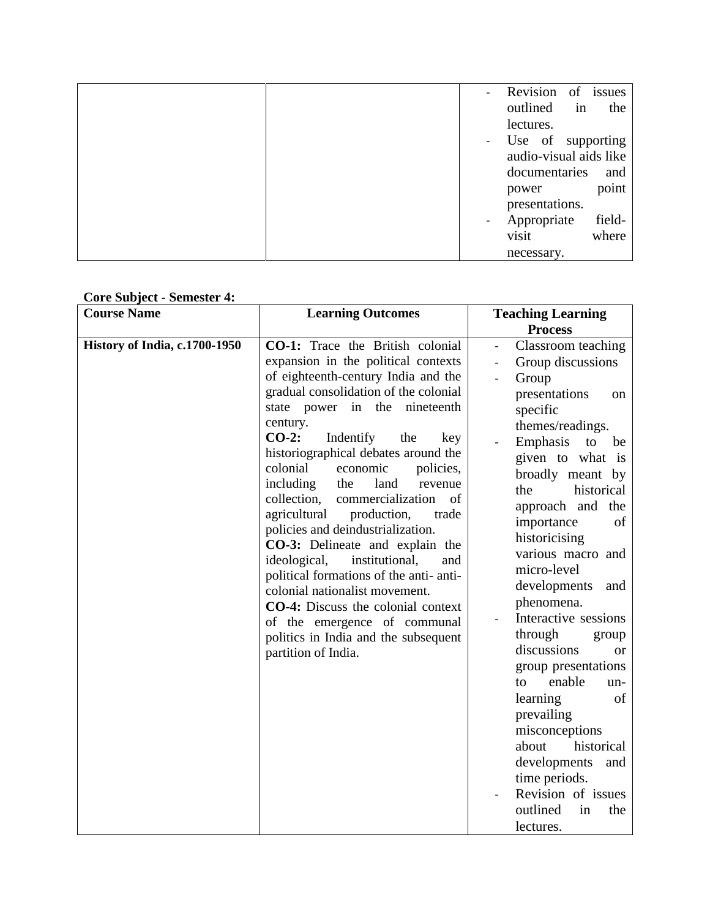| | | |
|---|---|---|
| | | - Revision of issues outlined in the lectures.<br>- Use of supporting audio-visual aids like documentaries and power point presentations.<br>- Appropriate field-visit where necessary. |

**Core Subject - Semester 4:**

| Course Name | Learning Outcomes | Teaching Learning Process |
|---|---|---|
| **History of India, c.1700-1950** | **CO-1:** Trace the British colonial expansion in the political contexts of eighteenth-century India and the gradual consolidation of the colonial state power in the nineteenth century.<br>**CO-2:** Indentify the key historiographical debates around the colonial economic policies, including the land revenue collection, commercialization of agricultural production, trade policies and deindustrialization.<br>**CO-3:** Delineate and explain the ideological, institutional, and political formations of the anti- anti-colonial nationalist movement.<br>**CO-4:** Discuss the colonial context of the emergence of communal politics in India and the subsequent partition of India. | - Classroom teaching<br>- Group discussions<br>- Group presentations on specific themes/readings.<br>- Emphasis to be given to what is broadly meant by the historical approach and the importance of historicising various macro and micro-level developments and phenomena.<br>- Interactive sessions through group discussions or group presentations to enable un-learning of prevailing misconceptions about historical developments and time periods.<br>- Revision of issues outlined in the lectures. |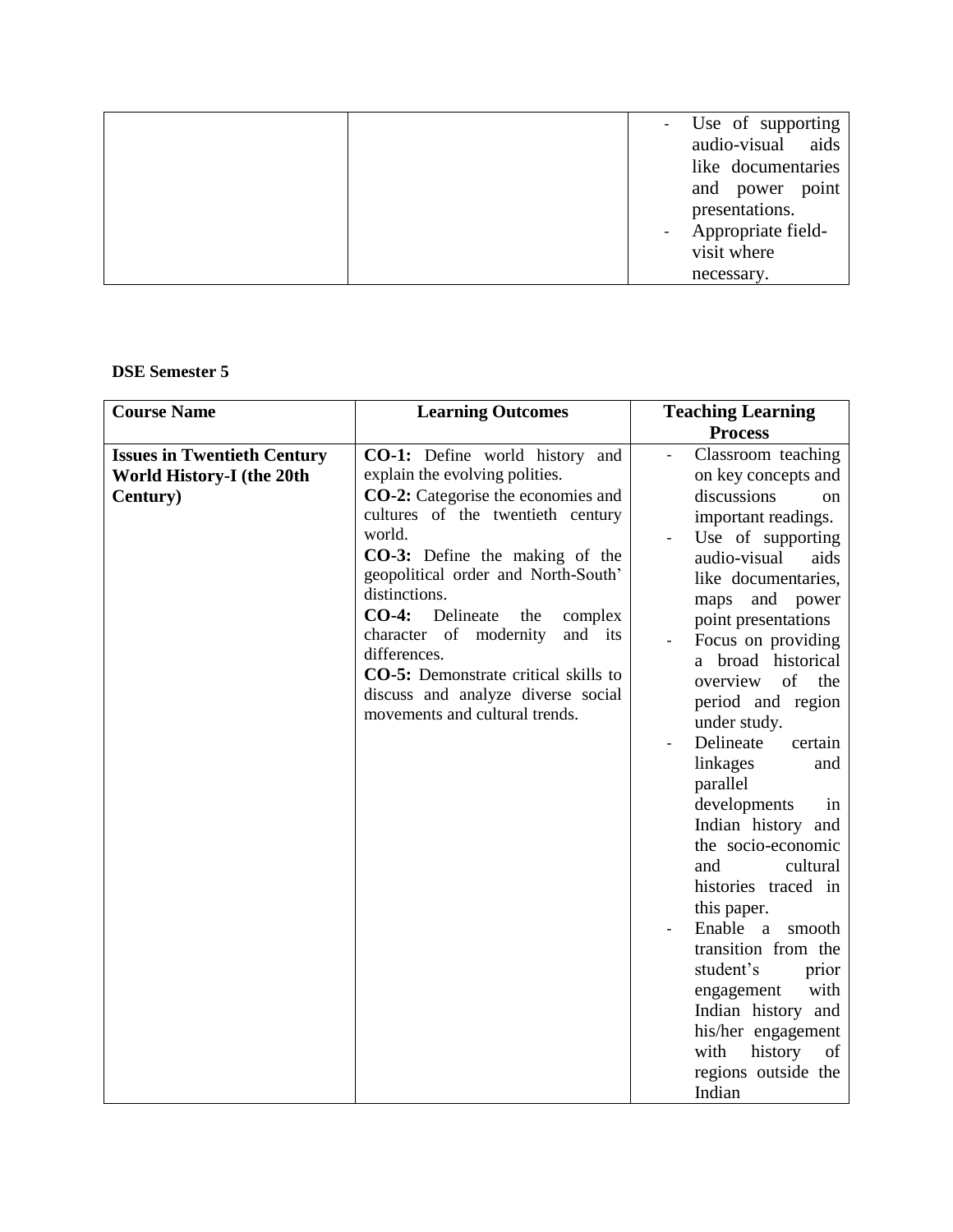| | | - Use of supporting audio-visual aids like documentaries and power point presentations.<br>- Appropriate field-visit where necessary. |
|---|---|---|

**DSE Semester 5**

| Course Name | Learning Outcomes | Teaching Learning Process |
|---|---|---|
| **Issues in Twentieth Century World History-I (the 20th Century)** | **CO-1:** Define world history and explain the evolving polities.<br>**CO-2:** Categorise the economies and cultures of the twentieth century world.<br>**CO-3:** Define the making of the geopolitical order and North-South' distinctions.<br>**CO-4:** Delineate the complex character of modernity and its differences.<br>**CO-5:** Demonstrate critical skills to discuss and analyze diverse social movements and cultural trends. | - Classroom teaching on key concepts and discussions on important readings.<br>- Use of supporting audio-visual aids like documentaries, maps and power point presentations<br>- Focus on providing a broad historical overview of the period and region under study.<br>- Delineate certain linkages and parallel developments in Indian history and the socio-economic and cultural histories traced in this paper.<br>- Enable a smooth transition from the student's prior engagement with Indian history and his/her engagement with history of regions outside the Indian |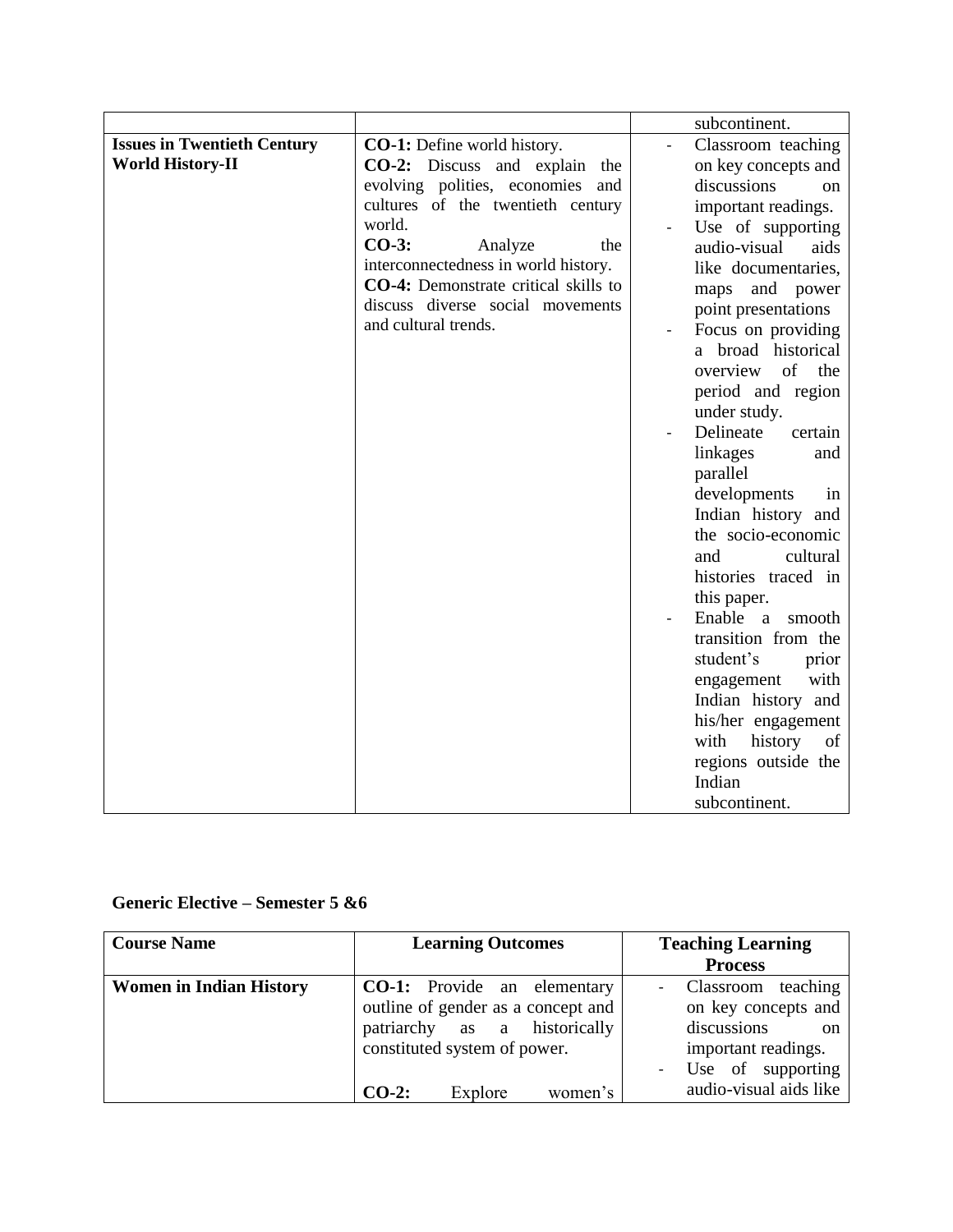| | | subcontinent. |
|---|---|---|
| **Issues in Twentieth Century World History-II** | **CO-1:** Define world history.<br>**CO-2:** Discuss and explain the evolving polities, economies and cultures of the twentieth century world.<br>**CO-3:** Analyze the interconnectedness in world history.<br>**CO-4:** Demonstrate critical skills to discuss diverse social movements and cultural trends. | - Classroom teaching on key concepts and discussions on important readings.<br>- Use of supporting audio-visual aids like documentaries, maps and power point presentations<br>- Focus on providing a broad historical overview of the period and region under study.<br>- Delineate certain linkages and parallel developments in Indian history and the socio-economic and cultural histories traced in this paper.<br>- Enable a smooth transition from the student's prior engagement with Indian history and his/her engagement with history of regions outside the Indian subcontinent. |

**Generic Elective – Semester 5 &6**

| Course Name | Learning Outcomes | Teaching Learning Process |
|---|---|---|
| **Women in Indian History** | **CO-1:** Provide an elementary outline of gender as a concept and patriarchy as a historically constituted system of power.<br><br>**CO-2:** Explore women's | - Classroom teaching on key concepts and discussions on important readings.<br>- Use of supporting audio-visual aids like |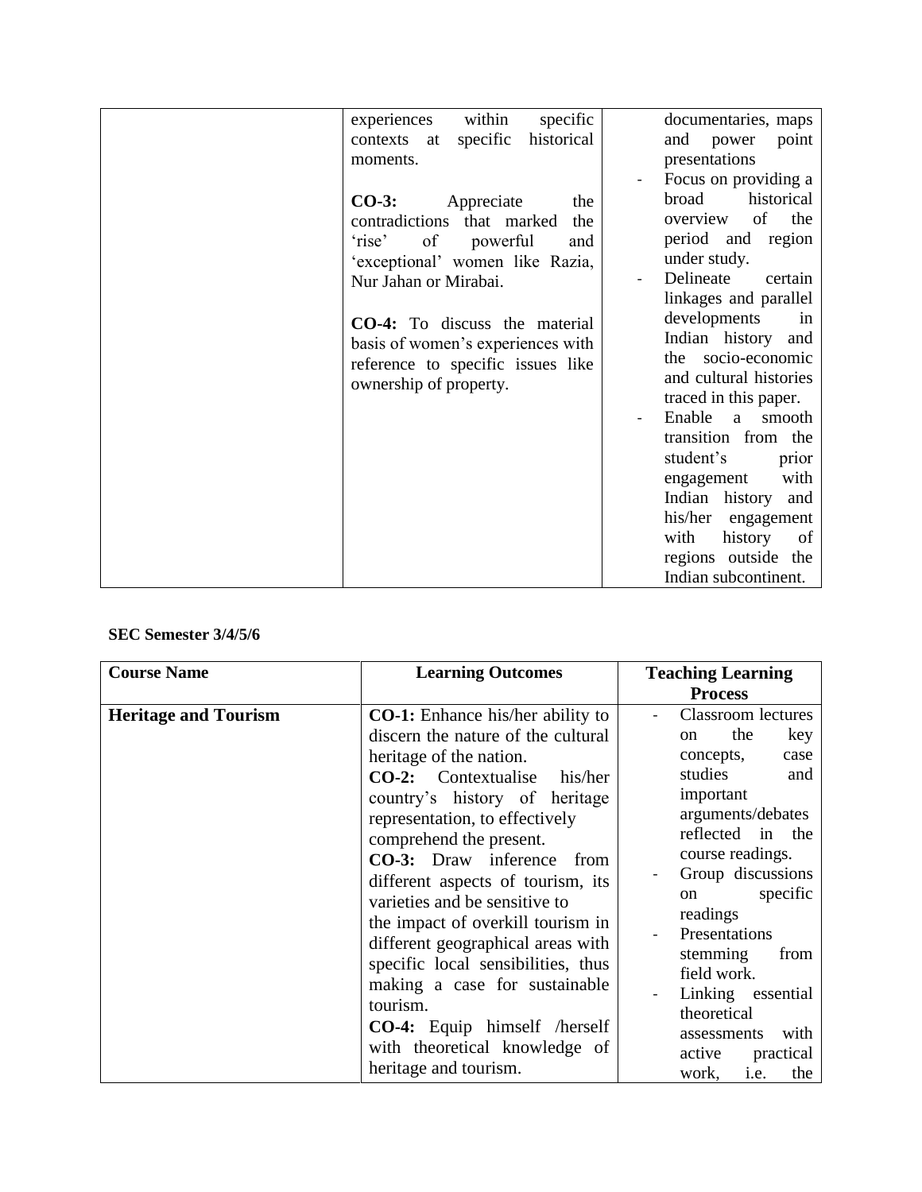| | | |
|---|---|---|
| | experiences within specific contexts at specific historical moments.<br><br>**CO-3:** Appreciate the contradictions that marked the 'rise' of powerful and 'exceptional' women like Razia, Nur Jahan or Mirabai.<br><br>**CO-4:** To discuss the material basis of women's experiences with reference to specific issues like ownership of property. | documentaries, maps and power point presentations<br>- Focus on providing a broad historical overview of the period and region under study.<br>- Delineate certain linkages and parallel developments in Indian history and the socio-economic and cultural histories traced in this paper.<br>- Enable a smooth transition from the student's prior engagement with Indian history and his/her engagement with history of regions outside the Indian subcontinent. |

**SEC Semester 3/4/5/6**

| Course Name | Learning Outcomes | Teaching Learning Process |
|---|---|---|
| **Heritage and Tourism** | **CO-1:** Enhance his/her ability to discern the nature of the cultural heritage of the nation.<br>**CO-2:** Contextualise his/her country's history of heritage representation, to effectively comprehend the present.<br>**CO-3:** Draw inference from different aspects of tourism, its varieties and be sensitive to the impact of overkill tourism in different geographical areas with specific local sensibilities, thus making a case for sustainable tourism.<br>**CO-4:** Equip himself /herself with theoretical knowledge of heritage and tourism. | - Classroom lectures on the key concepts, case studies and important arguments/debates reflected in the course readings.<br>- Group discussions on specific readings<br>- Presentations stemming from field work.<br>- Linking essential theoretical assessments with active practical work, i.e. the |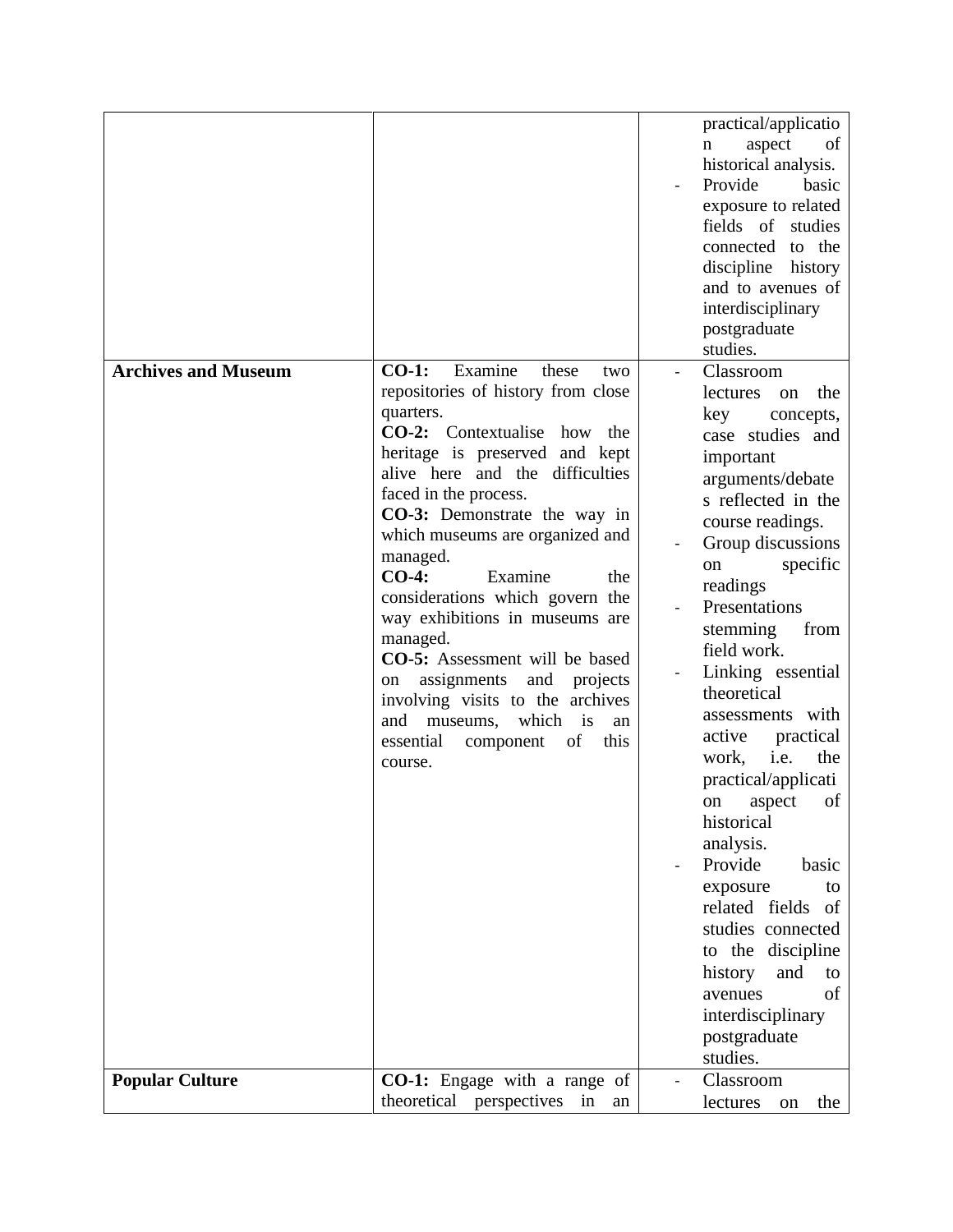| | | |
|---|---|---|
| | | practical/application aspect of historical analysis.<br>- Provide basic exposure to related fields of studies connected to the discipline history and to avenues of interdisciplinary postgraduate studies. |
| **Archives and Museum** | **CO-1:** Examine these two repositories of history from close quarters.<br>**CO-2:** Contextualise how the heritage is preserved and kept alive here and the difficulties faced in the process.<br>**CO-3:** Demonstrate the way in which museums are organized and managed.<br>**CO-4:** Examine the considerations which govern the way exhibitions in museums are managed.<br>**CO-5:** Assessment will be based on assignments and projects involving visits to the archives and museums, which is an essential component of this course. | - Classroom lectures on the key concepts, case studies and important arguments/debates reflected in the course readings.<br>- Group discussions on specific readings<br>- Presentations stemming from field work.<br>- Linking essential theoretical assessments with active practical work, i.e. the practical/application aspect of historical analysis.<br>- Provide basic exposure to related fields of studies connected to the discipline history and to avenues of interdisciplinary postgraduate studies. |
| **Popular Culture** | **CO-1:** Engage with a range of theoretical perspectives in an | - Classroom lectures on the |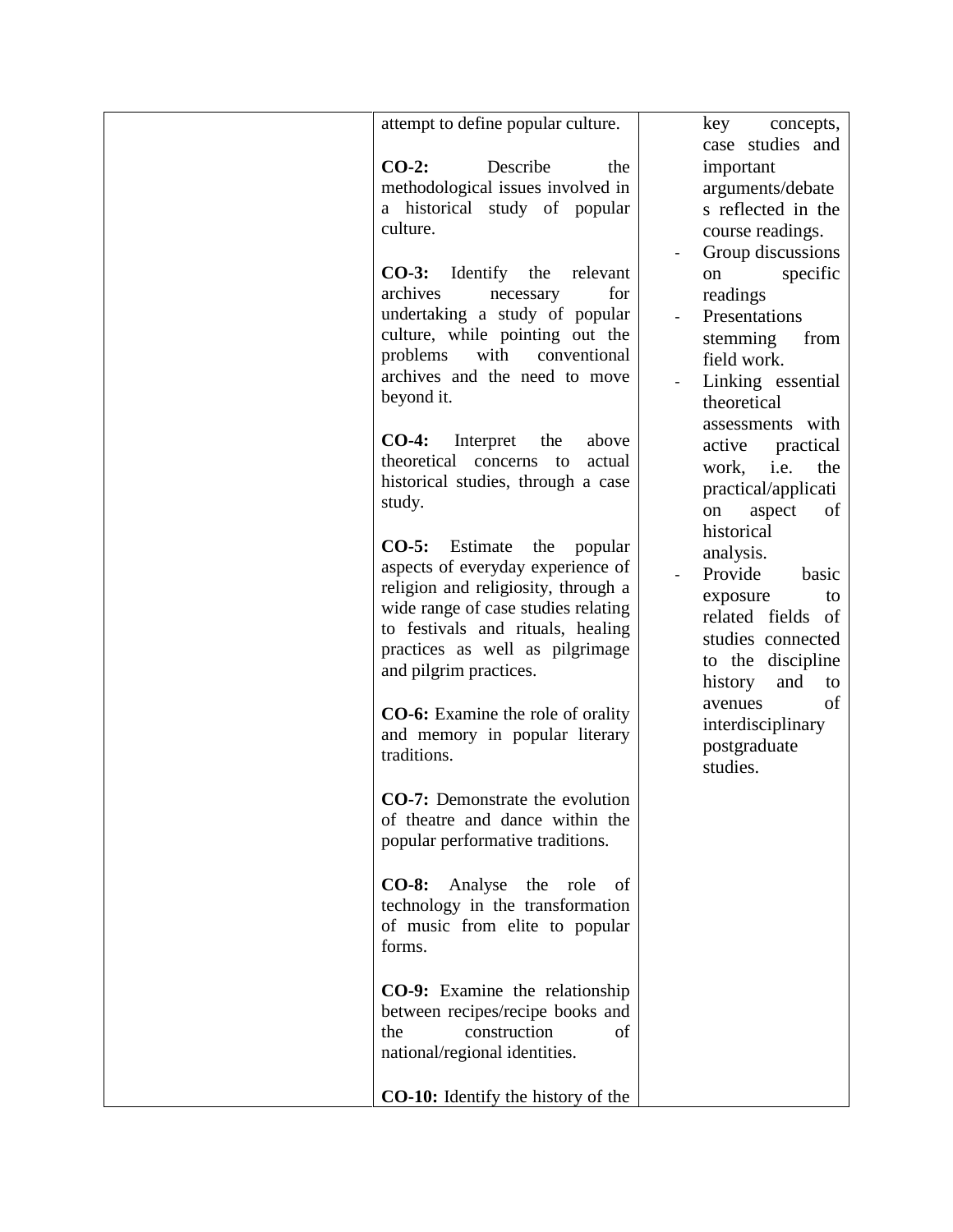|  |  |  |
| --- | --- | --- |
|  | attempt to define popular culture.<br><br>**CO-2:** Describe the methodological issues involved in a historical study of popular culture.<br><br>**CO-3:** Identify the relevant archives necessary for undertaking a study of popular culture, while pointing out the problems with conventional archives and the need to move beyond it.<br><br>**CO-4:** Interpret the above theoretical concerns to actual historical studies, through a case study.<br><br>**CO-5:** Estimate the popular aspects of everyday experience of religion and religiosity, through a wide range of case studies relating to festivals and rituals, healing practices as well as pilgrimage and pilgrim practices.<br><br>**CO-6:** Examine the role of orality and memory in popular literary traditions.<br><br>**CO-7:** Demonstrate the evolution of theatre and dance within the popular performative traditions.<br><br>**CO-8:** Analyse the role of technology in the transformation of music from elite to popular forms.<br><br>**CO-9:** Examine the relationship between recipes/recipe books and the construction of national/regional identities.<br><br>**CO-10:** Identify the history of the | key concepts, case studies and important arguments/debates reflected in the course readings.<br>- Group discussions on specific readings<br>- Presentations stemming from field work.<br>- Linking essential theoretical assessments with active practical work, i.e. the practical/application aspect of historical analysis.<br>- Provide basic exposure to related fields of studies connected to the discipline history and to avenues of interdisciplinary postgraduate studies. |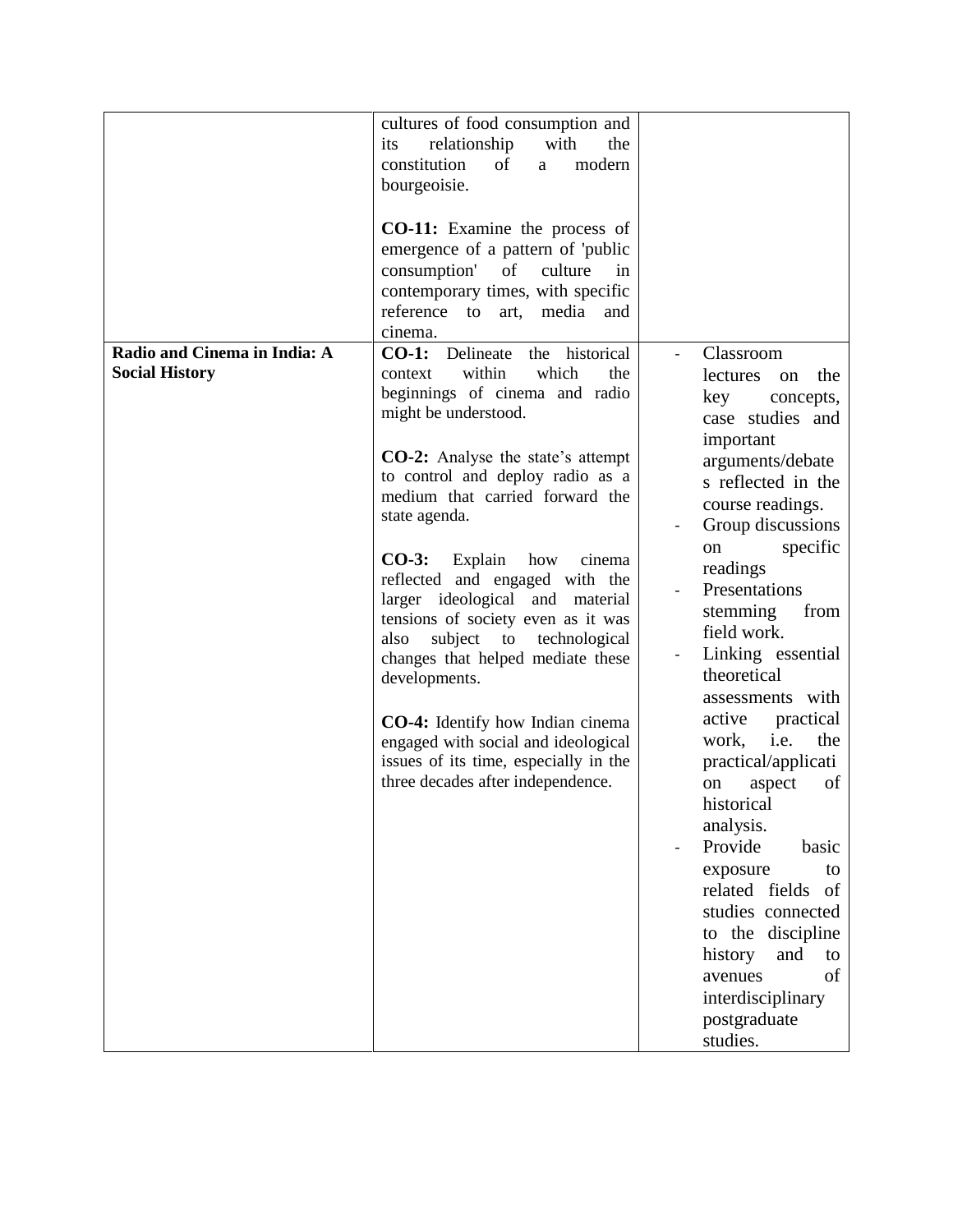| | | |
|---|---|---|
| | cultures of food consumption and its relationship with the constitution of a modern bourgeoisie.<br><br>**CO-11:** Examine the process of emergence of a pattern of 'public consumption' of culture in contemporary times, with specific reference to art, media and cinema. | |
| **Radio and Cinema in India: A Social History** | **CO-1:** Delineate the historical context within which the beginnings of cinema and radio might be understood.<br><br>**CO-2:** Analyse the state's attempt to control and deploy radio as a medium that carried forward the state agenda.<br><br>**CO-3:** Explain how cinema reflected and engaged with the larger ideological and material tensions of society even as it was also subject to technological changes that helped mediate these developments.<br><br>**CO-4:** Identify how Indian cinema engaged with social and ideological issues of its time, especially in the three decades after independence. | - Classroom lectures on the key concepts, case studies and important arguments/debates reflected in the course readings.<br>- Group discussions on specific readings<br>- Presentations stemming from field work.<br>- Linking essential theoretical assessments with active practical work, i.e. the practical/application aspect of historical analysis.<br>- Provide basic exposure to related fields of studies connected to the discipline history and to avenues of interdisciplinary postgraduate studies. |